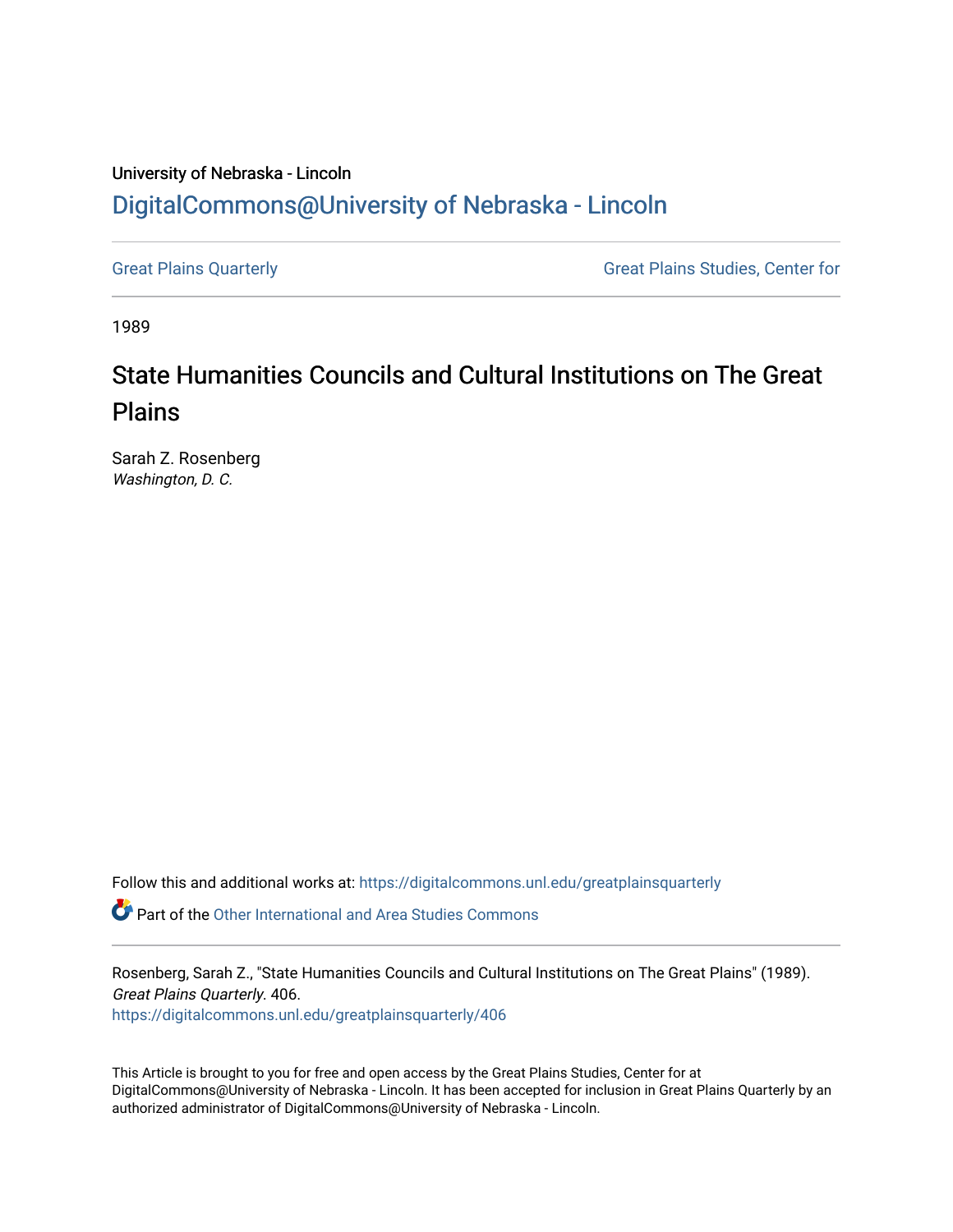University of Nebraska - Lincoln

## DigitalCommons@University of Nebraska - Lincoln

Great Plains Quarterly | Great Plains Studies, Center for

1989

# State Humanities Councils and Cultural Institutions on The Great Plains

Sarah Z. Rosenberg
*Washington, D. C.*

Follow this and additional works at: https://digitalcommons.unl.edu/greatplainsquarterly

Part of the Other International and Area Studies Commons

Rosenberg, Sarah Z., "State Humanities Councils and Cultural Institutions on The Great Plains" (1989). *Great Plains Quarterly*. 406.
https://digitalcommons.unl.edu/greatplainsquarterly/406

This Article is brought to you for free and open access by the Great Plains Studies, Center for at DigitalCommons@University of Nebraska - Lincoln. It has been accepted for inclusion in Great Plains Quarterly by an authorized administrator of DigitalCommons@University of Nebraska - Lincoln.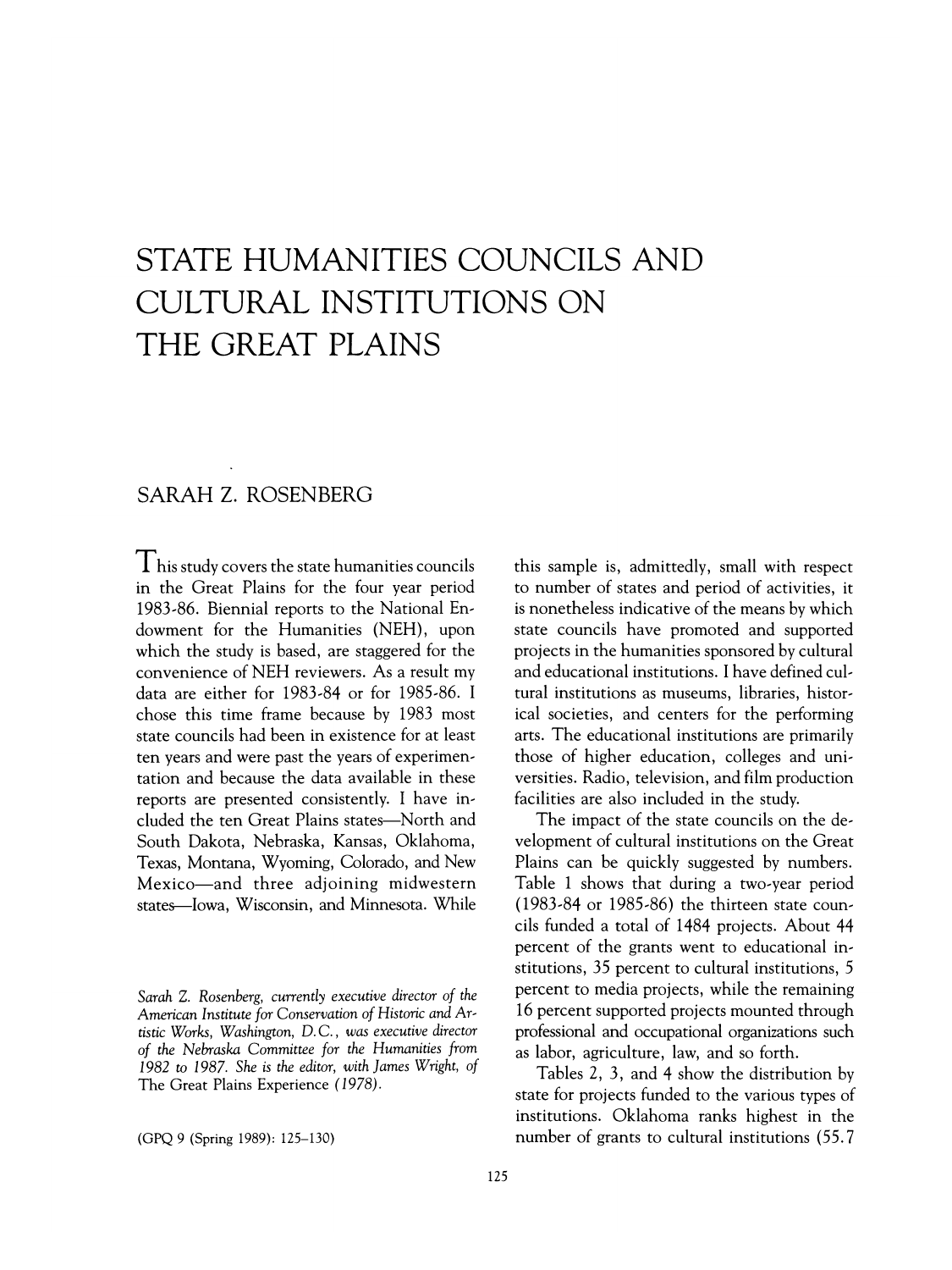# STATE HUMANITIES COUNCILS AND CULTURAL INSTITUTIONS ON THE GREAT PLAINS

SARAH Z. ROSENBERG

This study covers the state humanities councils in the Great Plains for the four year period 1983-86. Biennial reports to the National Endowment for the Humanities (NEH), upon which the study is based, are staggered for the convenience of NEH reviewers. As a result my data are either for 1983-84 or for 1985-86. I chose this time frame because by 1983 most state councils had been in existence for at least ten years and were past the years of experimentation and because the data available in these reports are presented consistently. I have included the ten Great Plains states—North and South Dakota, Nebraska, Kansas, Oklahoma, Texas, Montana, Wyoming, Colorado, and New Mexico—and three adjoining midwestern states—Iowa, Wisconsin, and Minnesota. While this sample is, admittedly, small with respect to number of states and period of activities, it is nonetheless indicative of the means by which state councils have promoted and supported projects in the humanities sponsored by cultural and educational institutions. I have defined cultural institutions as museums, libraries, historical societies, and centers for the performing arts. The educational institutions are primarily those of higher education, colleges and universities. Radio, television, and film production facilities are also included in the study.

*Sarah Z. Rosenberg, currently executive director of the American Institute for Conservation of Historic and Artistic Works, Washington, D.C., was executive director of the Nebraska Committee for the Humanities from 1982 to 1987. She is the editor, with James Wright, of* The Great Plains Experience *(1978).*

(GPQ 9 (Spring 1989): 125–130)

The impact of the state councils on the development of cultural institutions on the Great Plains can be quickly suggested by numbers. Table 1 shows that during a two-year period (1983-84 or 1985-86) the thirteen state councils funded a total of 1484 projects. About 44 percent of the grants went to educational institutions, 35 percent to cultural institutions, 5 percent to media projects, while the remaining 16 percent supported projects mounted through professional and occupational organizations such as labor, agriculture, law, and so forth.

Tables 2, 3, and 4 show the distribution by state for projects funded to the various types of institutions. Oklahoma ranks highest in the number of grants to cultural institutions (55.7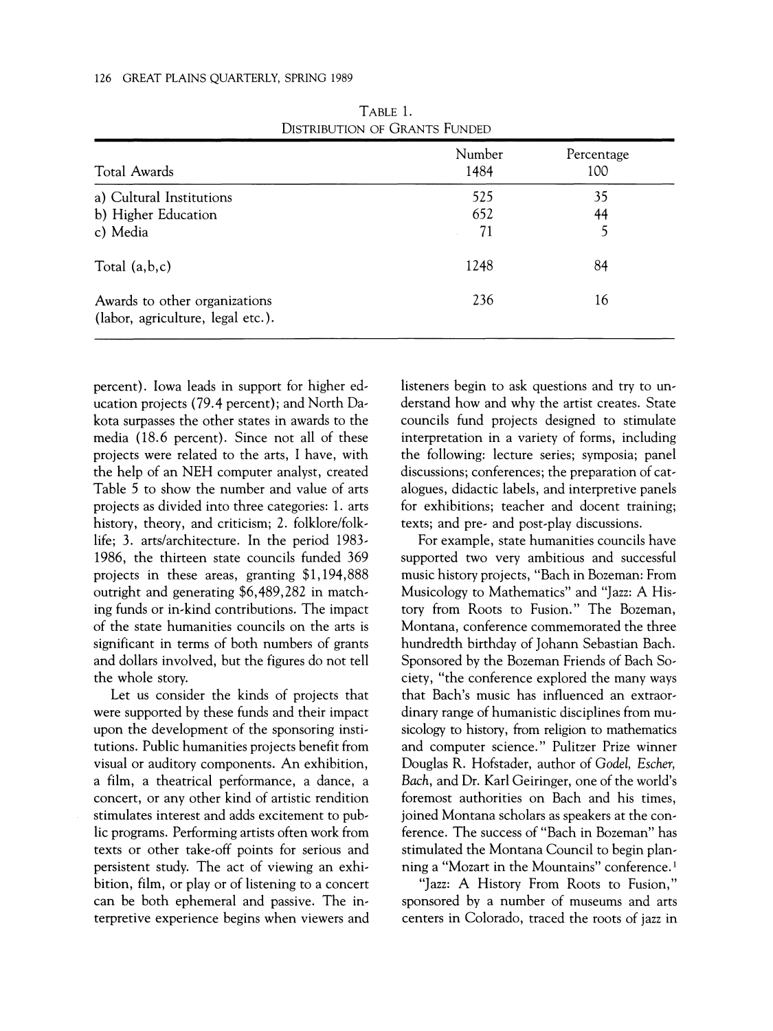TABLE 1.
DISTRIBUTION OF GRANTS FUNDED

| Total Awards | Number 1484 | Percentage 100 |
|---|---|---|
| a) Cultural Institutions | 525 | 35 |
| b) Higher Education | 652 | 44 |
| c) Media | 71 | 5 |
| Total (a,b,c) | 1248 | 84 |
| Awards to other organizations (labor, agriculture, legal etc.). | 236 | 16 |

percent). Iowa leads in support for higher education projects (79.4 percent); and North Dakota surpasses the other states in awards to the media (18.6 percent). Since not all of these projects were related to the arts, I have, with the help of an NEH computer analyst, created Table 5 to show the number and value of arts projects as divided into three categories: 1. arts history, theory, and criticism; 2. folklore/folklife; 3. arts/architecture. In the period 1983-1986, the thirteen state councils funded 369 projects in these areas, granting $1,194,888 outright and generating $6,489,282 in matching funds or in-kind contributions. The impact of the state humanities councils on the arts is significant in terms of both numbers of grants and dollars involved, but the figures do not tell the whole story.

Let us consider the kinds of projects that were supported by these funds and their impact upon the development of the sponsoring institutions. Public humanities projects benefit from visual or auditory components. An exhibition, a film, a theatrical performance, a dance, a concert, or any other kind of artistic rendition stimulates interest and adds excitement to public programs. Performing artists often work from texts or other take-off points for serious and persistent study. The act of viewing an exhibition, film, or play or of listening to a concert can be both ephemeral and passive. The interpretive experience begins when viewers and listeners begin to ask questions and try to understand how and why the artist creates. State councils fund projects designed to stimulate interpretation in a variety of forms, including the following: lecture series; symposia; panel discussions; conferences; the preparation of catalogues, didactic labels, and interpretive panels for exhibitions; teacher and docent training; texts; and pre- and post-play discussions.

For example, state humanities councils have supported two very ambitious and successful music history projects, "Bach in Bozeman: From Musicology to Mathematics" and "Jazz: A History from Roots to Fusion." The Bozeman, Montana, conference commemorated the three hundredth birthday of Johann Sebastian Bach. Sponsored by the Bozeman Friends of Bach Society, "the conference explored the many ways that Bach's music has influenced an extraordinary range of humanistic disciplines from musicology to history, from religion to mathematics and computer science." Pulitzer Prize winner Douglas R. Hofstader, author of *Godel, Escher, Bach*, and Dr. Karl Geiringer, one of the world's foremost authorities on Bach and his times, joined Montana scholars as speakers at the conference. The success of "Bach in Bozeman" has stimulated the Montana Council to begin planning a "Mozart in the Mountains" conference.[1]

"Jazz: A History From Roots to Fusion," sponsored by a number of museums and arts centers in Colorado, traced the roots of jazz in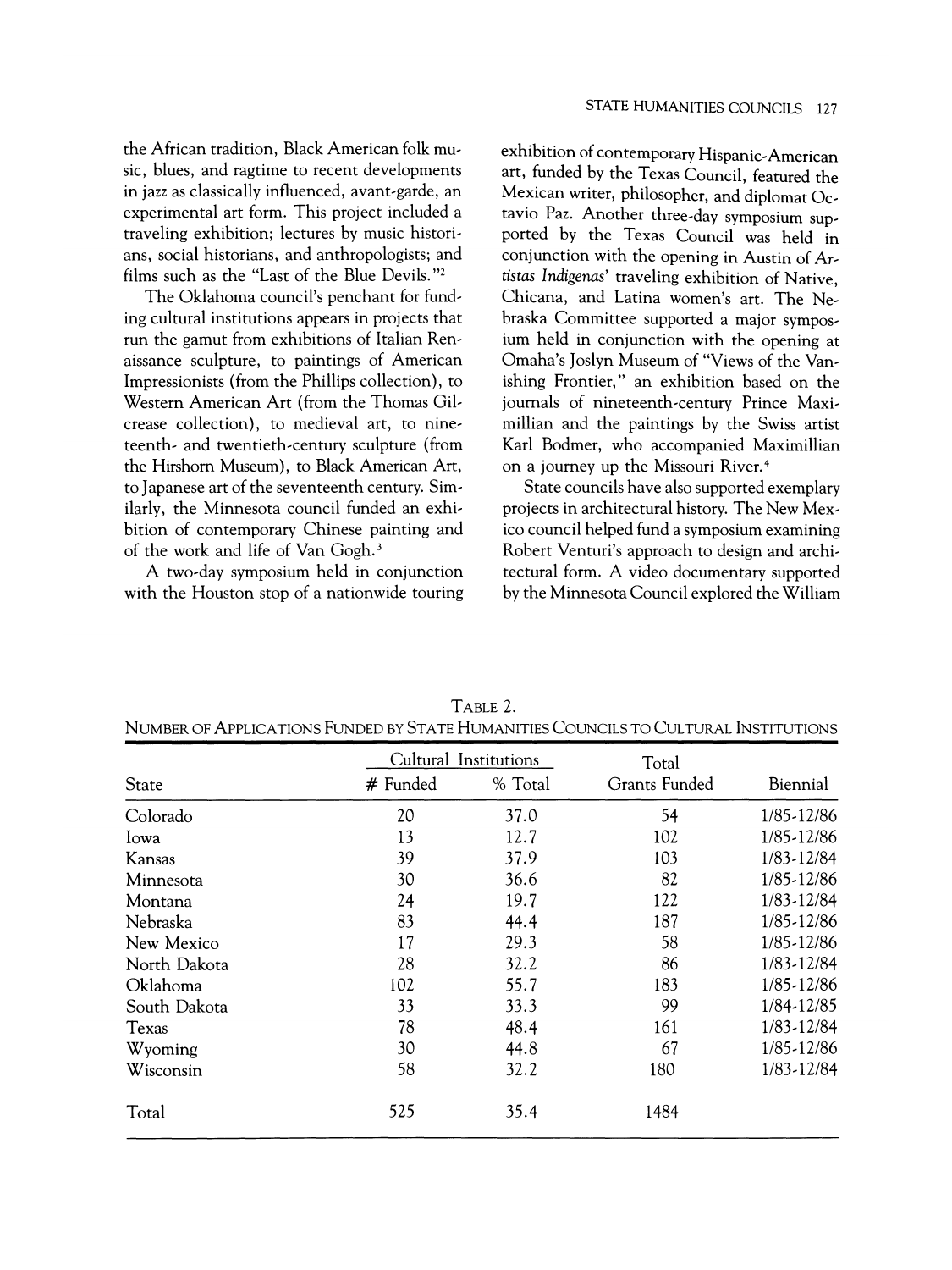the African tradition, Black American folk music, blues, and ragtime to recent developments in jazz as classically influenced, avant-garde, an experimental art form. This project included a traveling exhibition; lectures by music historians, social historians, and anthropologists; and films such as the "Last of the Blue Devils."[2]

The Oklahoma council's penchant for funding cultural institutions appears in projects that run the gamut from exhibitions of Italian Renaissance sculpture, to paintings of American Impressionists (from the Phillips collection), to Western American Art (from the Thomas Gilcrease collection), to medieval art, to nineteenth- and twentieth-century sculpture (from the Hirshorn Museum), to Black American Art, to Japanese art of the seventeenth century. Similarly, the Minnesota council funded an exhibition of contemporary Chinese painting and of the work and life of Van Gogh.[3]

A two-day symposium held in conjunction with the Houston stop of a nationwide touring exhibition of contemporary Hispanic-American art, funded by the Texas Council, featured the Mexican writer, philosopher, and diplomat Octavio Paz. Another three-day symposium supported by the Texas Council was held in conjunction with the opening in Austin of *Artistas Indigenas'* traveling exhibition of Native, Chicana, and Latina women's art. The Nebraska Committee supported a major symposium held in conjunction with the opening at Omaha's Joslyn Museum of "Views of the Vanishing Frontier," an exhibition based on the journals of nineteenth-century Prince Maximillian and the paintings by the Swiss artist Karl Bodmer, who accompanied Maximillian on a journey up the Missouri River.[4]

State councils have also supported exemplary projects in architectural history. The New Mexico council helped fund a symposium examining Robert Venturi's approach to design and architectural form. A video documentary supported by the Minnesota Council explored the William

TABLE 2.
NUMBER OF APPLICATIONS FUNDED BY STATE HUMANITIES COUNCILS TO CULTURAL INSTITUTIONS

| State | Cultural Institutions | | Total Grants Funded | Biennial |
|---|---|---|---|---|
| | # Funded | % Total | | |
| Colorado | 20 | 37.0 | 54 | 1/85-12/86 |
| Iowa | 13 | 12.7 | 102 | 1/85-12/86 |
| Kansas | 39 | 37.9 | 103 | 1/83-12/84 |
| Minnesota | 30 | 36.6 | 82 | 1/85-12/86 |
| Montana | 24 | 19.7 | 122 | 1/83-12/84 |
| Nebraska | 83 | 44.4 | 187 | 1/85-12/86 |
| New Mexico | 17 | 29.3 | 58 | 1/85-12/86 |
| North Dakota | 28 | 32.2 | 86 | 1/83-12/84 |
| Oklahoma | 102 | 55.7 | 183 | 1/85-12/86 |
| South Dakota | 33 | 33.3 | 99 | 1/84-12/85 |
| Texas | 78 | 48.4 | 161 | 1/83-12/84 |
| Wyoming | 30 | 44.8 | 67 | 1/85-12/86 |
| Wisconsin | 58 | 32.2 | 180 | 1/83-12/84 |
| Total | 525 | 35.4 | 1484 | |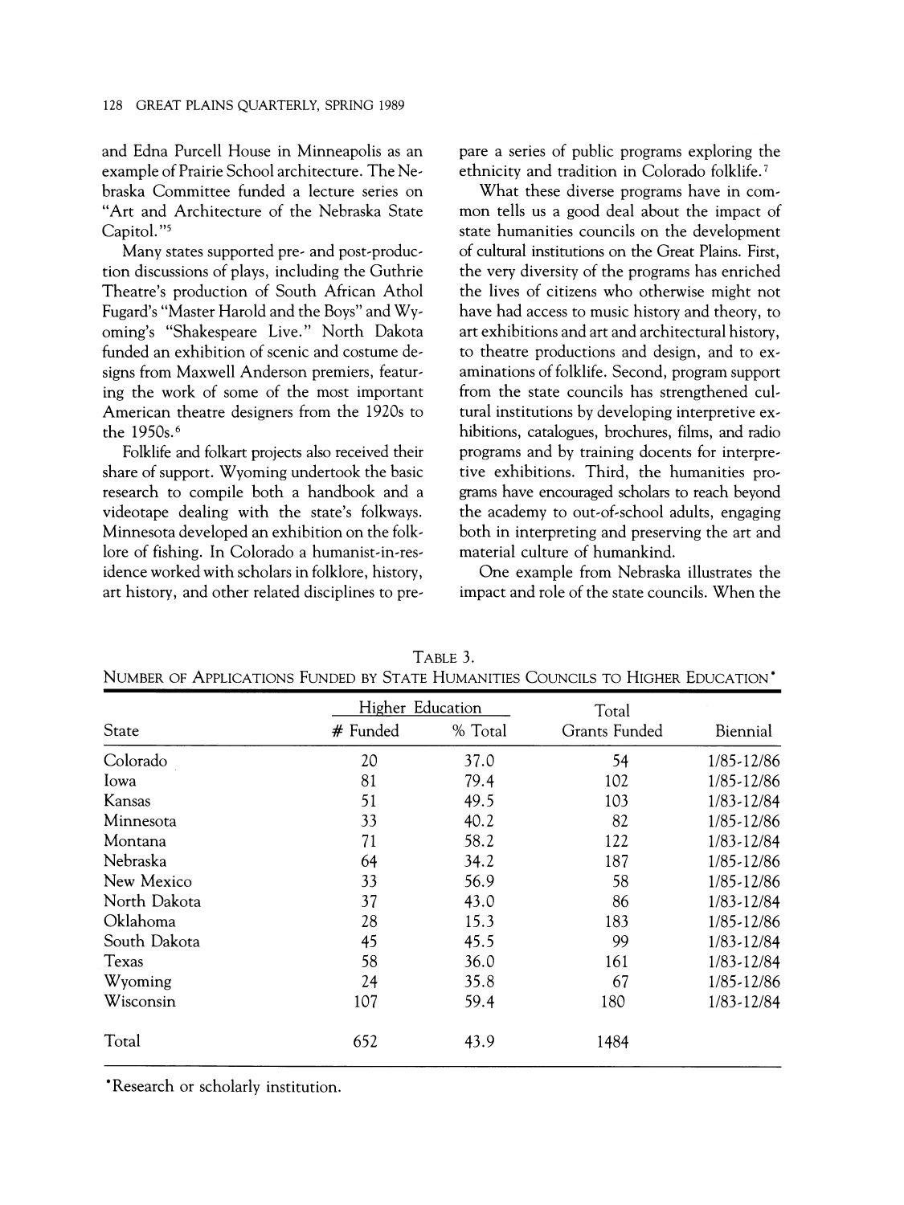and Edna Purcell House in Minneapolis as an example of Prairie School architecture. The Nebraska Committee funded a lecture series on "Art and Architecture of the Nebraska State Capitol."[5]

Many states supported pre- and post-production discussions of plays, including the Guthrie Theatre's production of South African Athol Fugard's "Master Harold and the Boys" and Wyoming's "Shakespeare Live." North Dakota funded an exhibition of scenic and costume designs from Maxwell Anderson premiers, featuring the work of some of the most important American theatre designers from the 1920s to the 1950s.[6]

Folklife and folkart projects also received their share of support. Wyoming undertook the basic research to compile both a handbook and a videotape dealing with the state's folkways. Minnesota developed an exhibition on the folklore of fishing. In Colorado a humanist-in-residence worked with scholars in folklore, history, art history, and other related disciplines to prepare a series of public programs exploring the ethnicity and tradition in Colorado folklife.[7]

What these diverse programs have in common tells us a good deal about the impact of state humanities councils on the development of cultural institutions on the Great Plains. First, the very diversity of the programs has enriched the lives of citizens who otherwise might not have had access to music history and theory, to art exhibitions and art and architectural history, to theatre productions and design, and to examinations of folklife. Second, program support from the state councils has strengthened cultural institutions by developing interpretive exhibitions, catalogues, brochures, films, and radio programs and by training docents for interpretive exhibitions. Third, the humanities programs have encouraged scholars to reach beyond the academy to out-of-school adults, engaging both in interpreting and preserving the art and material culture of humankind.

One example from Nebraska illustrates the impact and role of the state councils. When the

TABLE 3.
NUMBER OF APPLICATIONS FUNDED BY STATE HUMANITIES COUNCILS TO HIGHER EDUCATION*

| State | Higher Education | | Total | Biennial |
|---|---|---|---|---|
| | # Funded | % Total | Grants Funded | |
| Colorado | 20 | 37.0 | 54 | 1/85-12/86 |
| Iowa | 81 | 79.4 | 102 | 1/85-12/86 |
| Kansas | 51 | 49.5 | 103 | 1/83-12/84 |
| Minnesota | 33 | 40.2 | 82 | 1/85-12/86 |
| Montana | 71 | 58.2 | 122 | 1/83-12/84 |
| Nebraska | 64 | 34.2 | 187 | 1/85-12/86 |
| New Mexico | 33 | 56.9 | 58 | 1/85-12/86 |
| North Dakota | 37 | 43.0 | 86 | 1/83-12/84 |
| Oklahoma | 28 | 15.3 | 183 | 1/85-12/86 |
| South Dakota | 45 | 45.5 | 99 | 1/83-12/84 |
| Texas | 58 | 36.0 | 161 | 1/83-12/84 |
| Wyoming | 24 | 35.8 | 67 | 1/85-12/86 |
| Wisconsin | 107 | 59.4 | 180 | 1/83-12/84 |
| Total | 652 | 43.9 | 1484 | |

*Research or scholarly institution.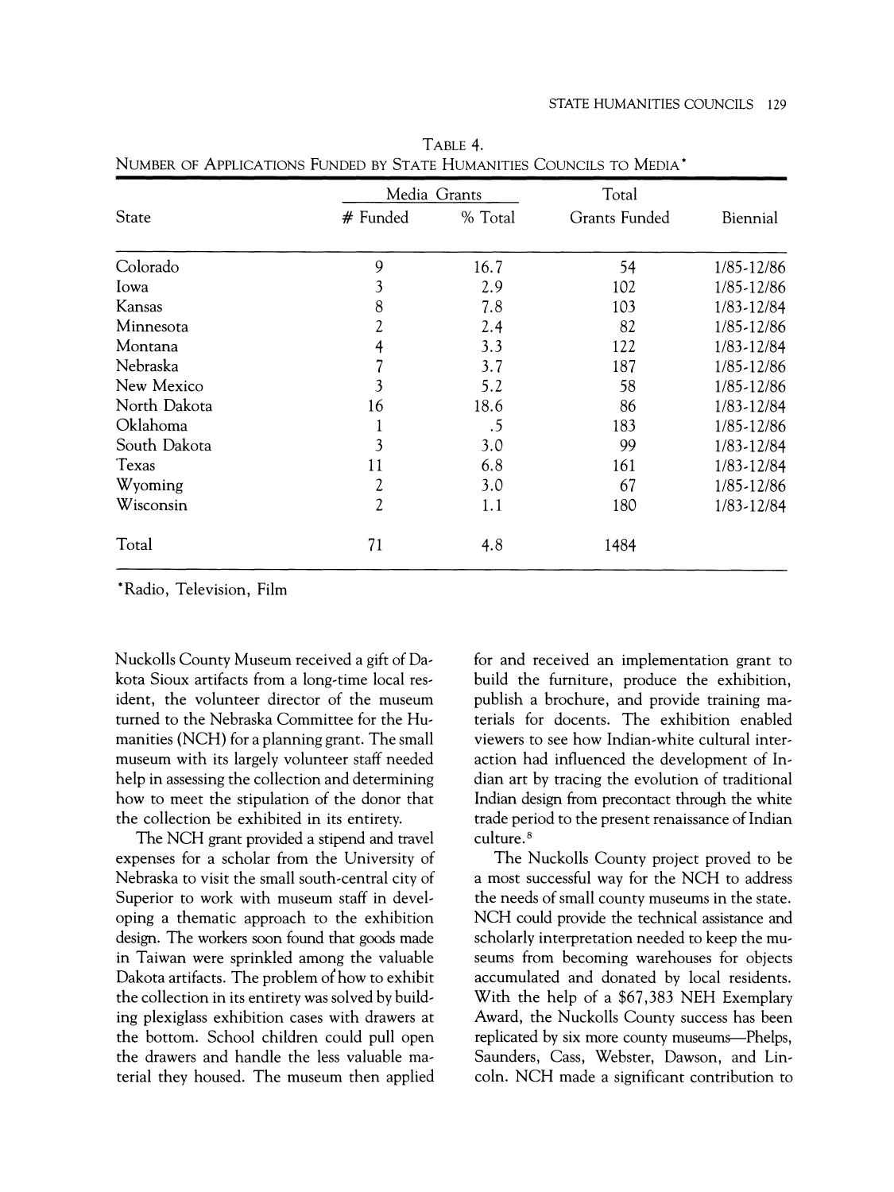TABLE 4.
NUMBER OF APPLICATIONS FUNDED BY STATE HUMANITIES COUNCILS TO MEDIA*

| State | Media Grants | | Total | Biennial |
|---|---|---|---|---|
| | # Funded | % Total | Grants Funded | |
| Colorado | 9 | 16.7 | 54 | 1/85-12/86 |
| Iowa | 3 | 2.9 | 102 | 1/85-12/86 |
| Kansas | 8 | 7.8 | 103 | 1/83-12/84 |
| Minnesota | 2 | 2.4 | 82 | 1/85-12/86 |
| Montana | 4 | 3.3 | 122 | 1/83-12/84 |
| Nebraska | 7 | 3.7 | 187 | 1/85-12/86 |
| New Mexico | 3 | 5.2 | 58 | 1/85-12/86 |
| North Dakota | 16 | 18.6 | 86 | 1/83-12/84 |
| Oklahoma | 1 | .5 | 183 | 1/85-12/86 |
| South Dakota | 3 | 3.0 | 99 | 1/83-12/84 |
| Texas | 11 | 6.8 | 161 | 1/83-12/84 |
| Wyoming | 2 | 3.0 | 67 | 1/85-12/86 |
| Wisconsin | 2 | 1.1 | 180 | 1/83-12/84 |
| Total | 71 | 4.8 | 1484 | |

*Radio, Television, Film

Nuckolls County Museum received a gift of Dakota Sioux artifacts from a long-time local resident, the volunteer director of the museum turned to the Nebraska Committee for the Humanities (NCH) for a planning grant. The small museum with its largely volunteer staff needed help in assessing the collection and determining how to meet the stipulation of the donor that the collection be exhibited in its entirety.

The NCH grant provided a stipend and travel expenses for a scholar from the University of Nebraska to visit the small south-central city of Superior to work with museum staff in developing a thematic approach to the exhibition design. The workers soon found that goods made in Taiwan were sprinkled among the valuable Dakota artifacts. The problem of how to exhibit the collection in its entirety was solved by building plexiglass exhibition cases with drawers at the bottom. School children could pull open the drawers and handle the less valuable material they housed. The museum then applied for and received an implementation grant to build the furniture, produce the exhibition, publish a brochure, and provide training materials for docents. The exhibition enabled viewers to see how Indian-white cultural interaction had influenced the development of Indian art by tracing the evolution of traditional Indian design from precontact through the white trade period to the present renaissance of Indian culture.[8]

The Nuckolls County project proved to be a most successful way for the NCH to address the needs of small county museums in the state. NCH could provide the technical assistance and scholarly interpretation needed to keep the museums from becoming warehouses for objects accumulated and donated by local residents. With the help of a $67,383 NEH Exemplary Award, the Nuckolls County success has been replicated by six more county museums—Phelps, Saunders, Cass, Webster, Dawson, and Lincoln. NCH made a significant contribution to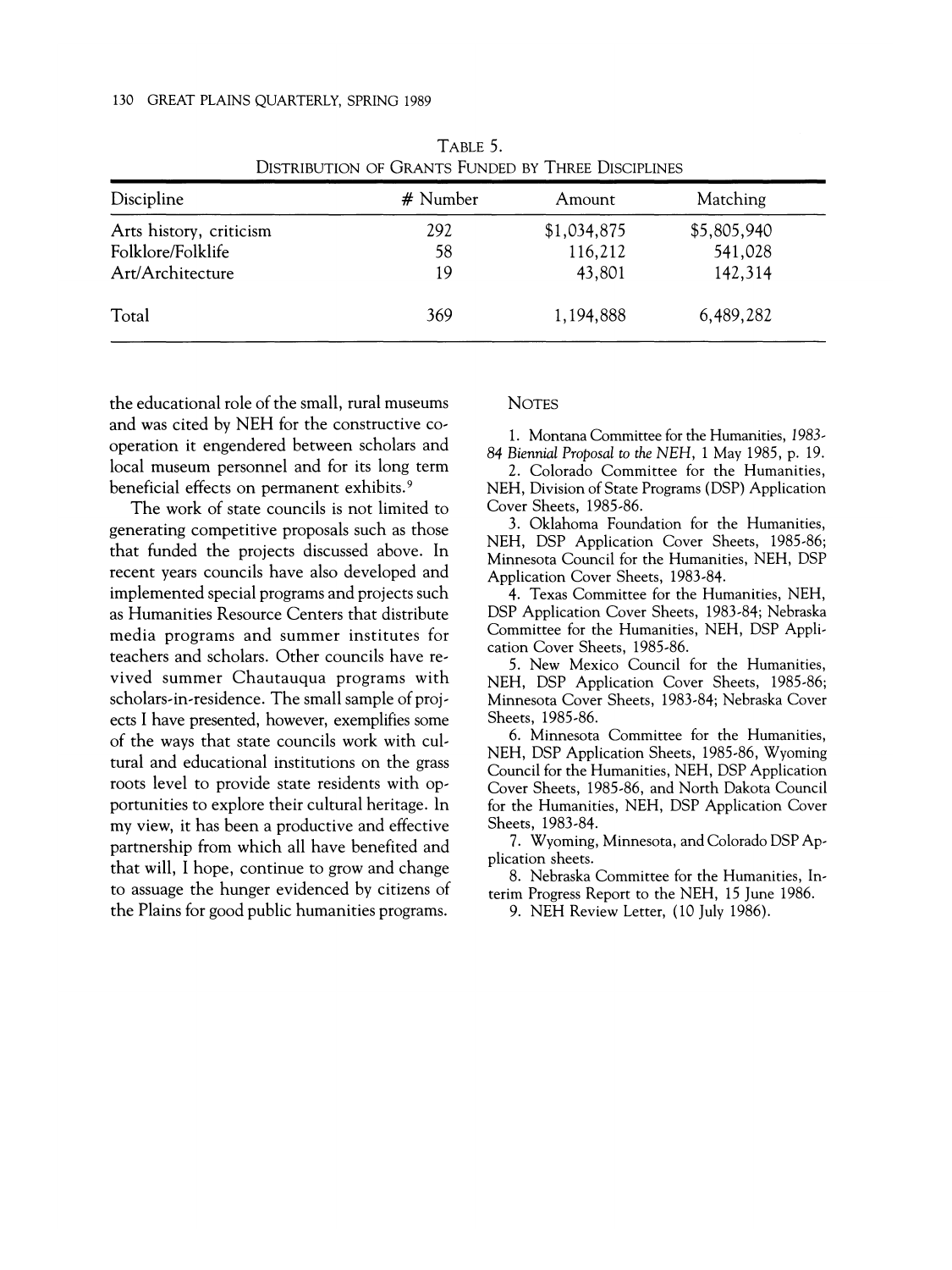TABLE 5.
DISTRIBUTION OF GRANTS FUNDED BY THREE DISCIPLINES

| Discipline | # Number | Amount | Matching |
|---|---|---|---|
| Arts history, criticism | 292 | $1,034,875 | $5,805,940 |
| Folklore/Folklife | 58 | 116,212 | 541,028 |
| Art/Architecture | 19 | 43,801 | 142,314 |
| Total | 369 | 1,194,888 | 6,489,282 |

the educational role of the small, rural museums and was cited by NEH for the constructive cooperation it engendered between scholars and local museum personnel and for its long term beneficial effects on permanent exhibits.[9]

The work of state councils is not limited to generating competitive proposals such as those that funded the projects discussed above. In recent years councils have also developed and implemented special programs and projects such as Humanities Resource Centers that distribute media programs and summer institutes for teachers and scholars. Other councils have revived summer Chautauqua programs with scholars-in-residence. The small sample of projects I have presented, however, exemplifies some of the ways that state councils work with cultural and educational institutions on the grass roots level to provide state residents with opportunities to explore their cultural heritage. In my view, it has been a productive and effective partnership from which all have benefited and that will, I hope, continue to grow and change to assuage the hunger evidenced by citizens of the Plains for good public humanities programs.

## NOTES

1. Montana Committee for the Humanities, *1983-84 Biennial Proposal to the NEH*, 1 May 1985, p. 19.
2. Colorado Committee for the Humanities, NEH, Division of State Programs (DSP) Application Cover Sheets, 1985-86.
3. Oklahoma Foundation for the Humanities, NEH, DSP Application Cover Sheets, 1985-86; Minnesota Council for the Humanities, NEH, DSP Application Cover Sheets, 1983-84.
4. Texas Committee for the Humanities, NEH, DSP Application Cover Sheets, 1983-84; Nebraska Committee for the Humanities, NEH, DSP Application Cover Sheets, 1985-86.
5. New Mexico Council for the Humanities, NEH, DSP Application Cover Sheets, 1985-86; Minnesota Cover Sheets, 1983-84; Nebraska Cover Sheets, 1985-86.
6. Minnesota Committee for the Humanities, NEH, DSP Application Sheets, 1985-86, Wyoming Council for the Humanities, NEH, DSP Application Cover Sheets, 1985-86, and North Dakota Council for the Humanities, NEH, DSP Application Cover Sheets, 1983-84.
7. Wyoming, Minnesota, and Colorado DSP Application sheets.
8. Nebraska Committee for the Humanities, Interim Progress Report to the NEH, 15 June 1986.
9. NEH Review Letter, (10 July 1986).